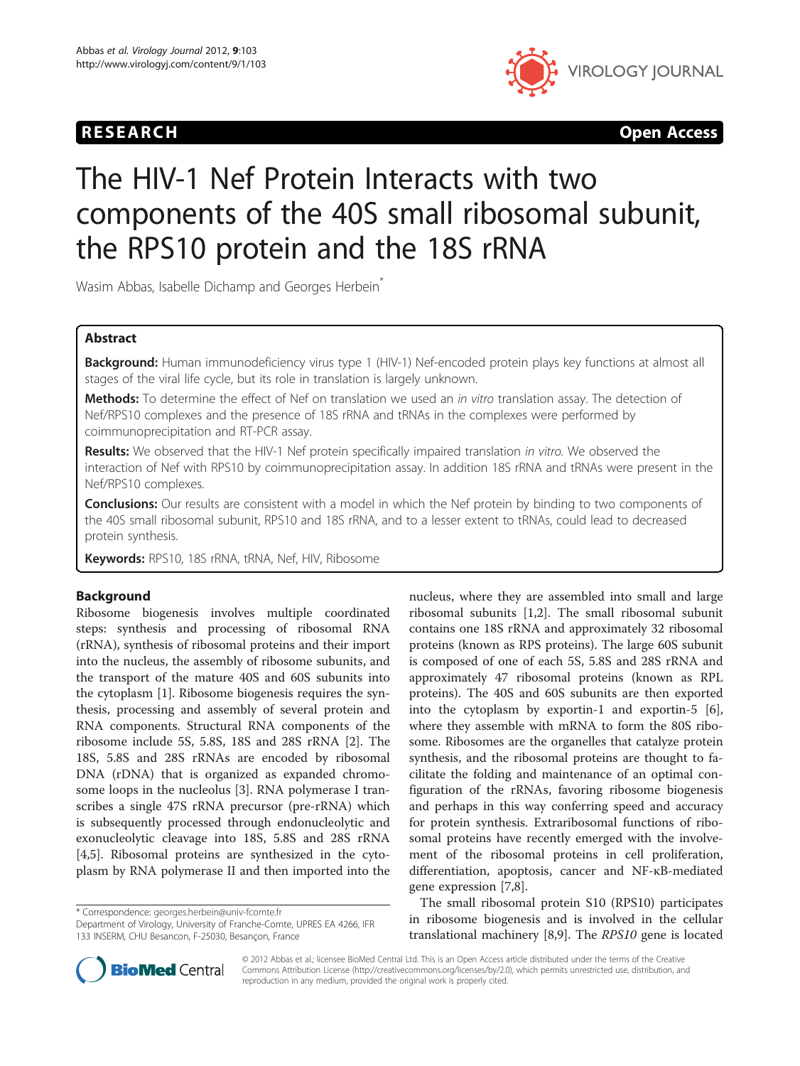**RESEARCH** **Open Access**

# The HIV-1 Nef Protein Interacts with two components of the 40S small ribosomal subunit, the RPS10 protein and the 18S rRNA

Wasim Abbas, Isabelle Dichamp and Georges Herbein*

## Abstract

**Background:** Human immunodeficiency virus type 1 (HIV-1) Nef-encoded protein plays key functions at almost all stages of the viral life cycle, but its role in translation is largely unknown.

**Methods:** To determine the effect of Nef on translation we used an *in vitro* translation assay. The detection of Nef/RPS10 complexes and the presence of 18S rRNA and tRNAs in the complexes were performed by coimmunoprecipitation and RT-PCR assay.

**Results:** We observed that the HIV-1 Nef protein specifically impaired translation *in vitro*. We observed the interaction of Nef with RPS10 by coimmunoprecipitation assay. In addition 18S rRNA and tRNAs were present in the Nef/RPS10 complexes.

**Conclusions:** Our results are consistent with a model in which the Nef protein by binding to two components of the 40S small ribosomal subunit, RPS10 and 18S rRNA, and to a lesser extent to tRNAs, could lead to decreased protein synthesis.

**Keywords:** RPS10, 18S rRNA, tRNA, Nef, HIV, Ribosome

## Background

Ribosome biogenesis involves multiple coordinated steps: synthesis and processing of ribosomal RNA (rRNA), synthesis of ribosomal proteins and their import into the nucleus, the assembly of ribosome subunits, and the transport of the mature 40S and 60S subunits into the cytoplasm [1]. Ribosome biogenesis requires the synthesis, processing and assembly of several protein and RNA components. Structural RNA components of the ribosome include 5S, 5.8S, 18S and 28S rRNA [2]. The 18S, 5.8S and 28S rRNAs are encoded by ribosomal DNA (rDNA) that is organized as expanded chromosome loops in the nucleolus [3]. RNA polymerase I transcribes a single 47S rRNA precursor (pre-rRNA) which is subsequently processed through endonucleolytic and exonucleolytic cleavage into 18S, 5.8S and 28S rRNA [4,5]. Ribosomal proteins are synthesized in the cytoplasm by RNA polymerase II and then imported into the nucleus, where they are assembled into small and large ribosomal subunits [1,2]. The small ribosomal subunit contains one 18S rRNA and approximately 32 ribosomal proteins (known as RPS proteins). The large 60S subunit is composed of one of each 5S, 5.8S and 28S rRNA and approximately 47 ribosomal proteins (known as RPL proteins). The 40S and 60S subunits are then exported into the cytoplasm by exportin-1 and exportin-5 [6], where they assemble with mRNA to form the 80S ribosome. Ribosomes are the organelles that catalyze protein synthesis, and the ribosomal proteins are thought to facilitate the folding and maintenance of an optimal configuration of the rRNAs, favoring ribosome biogenesis and perhaps in this way conferring speed and accuracy for protein synthesis. Extraribosomal functions of ribosomal proteins have recently emerged with the involvement of the ribosomal proteins in cell proliferation, differentiation, apoptosis, cancer and NF-κB-mediated gene expression [7,8].

The small ribosomal protein S10 (RPS10) participates in ribosome biogenesis and is involved in the cellular translational machinery [8,9]. The *RPS10* gene is located

\* Correspondence: georges.herbein@univ-fcomte.fr
Department of Virology, University of Franche-Comte, UPRES EA 4266, IFR 133 INSERM, CHU Besancon, F-25030, Besançon, France

© 2012 Abbas et al.; licensee BioMed Central Ltd. This is an Open Access article distributed under the terms of the Creative Commons Attribution License (http://creativecommons.org/licenses/by/2.0), which permits unrestricted use, distribution, and reproduction in any medium, provided the original work is properly cited.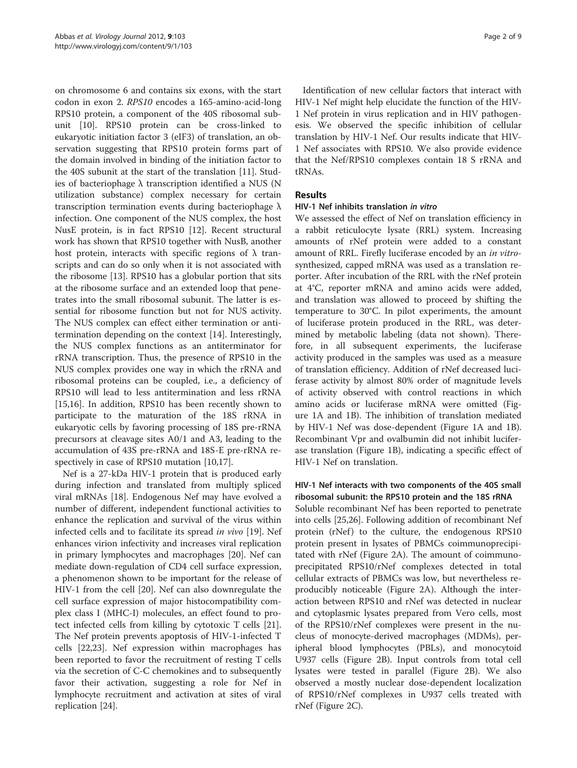on chromosome 6 and contains six exons, with the start codon in exon 2. *RPS10* encodes a 165-amino-acid-long RPS10 protein, a component of the 40S ribosomal subunit [10]. RPS10 protein can be cross-linked to eukaryotic initiation factor 3 (eIF3) of translation, an observation suggesting that RPS10 protein forms part of the domain involved in binding of the initiation factor to the 40S subunit at the start of the translation [11]. Studies of bacteriophage λ transcription identified a NUS (N utilization substance) complex necessary for certain transcription termination events during bacteriophage λ infection. One component of the NUS complex, the host NusE protein, is in fact RPS10 [12]. Recent structural work has shown that RPS10 together with NusB, another host protein, interacts with specific regions of λ transcripts and can do so only when it is not associated with the ribosome [13]. RPS10 has a globular portion that sits at the ribosome surface and an extended loop that penetrates into the small ribosomal subunit. The latter is essential for ribosome function but not for NUS activity. The NUS complex can effect either termination or antitermination depending on the context [14]. Interestingly, the NUS complex functions as an antiterminator for rRNA transcription. Thus, the presence of RPS10 in the NUS complex provides one way in which the rRNA and ribosomal proteins can be coupled, i.e., a deficiency of RPS10 will lead to less antitermination and less rRNA [15,16]. In addition, RPS10 has been recently shown to participate to the maturation of the 18S rRNA in eukaryotic cells by favoring processing of 18S pre-rRNA precursors at cleavage sites A0/1 and A3, leading to the accumulation of 43S pre-rRNA and 18S-E pre-rRNA respectively in case of RPS10 mutation [10,17].

Nef is a 27-kDa HIV-1 protein that is produced early during infection and translated from multiply spliced viral mRNAs [18]. Endogenous Nef may have evolved a number of different, independent functional activities to enhance the replication and survival of the virus within infected cells and to facilitate its spread *in vivo* [19]. Nef enhances virion infectivity and increases viral replication in primary lymphocytes and macrophages [20]. Nef can mediate down-regulation of CD4 cell surface expression, a phenomenon shown to be important for the release of HIV-1 from the cell [20]. Nef can also downregulate the cell surface expression of major histocompatibility complex class I (MHC-I) molecules, an effect found to protect infected cells from killing by cytotoxic T cells [21]. The Nef protein prevents apoptosis of HIV-1-infected T cells [22,23]. Nef expression within macrophages has been reported to favor the recruitment of resting T cells via the secretion of C-C chemokines and to subsequently favor their activation, suggesting a role for Nef in lymphocyte recruitment and activation at sites of viral replication [24].

Identification of new cellular factors that interact with HIV-1 Nef might help elucidate the function of the HIV-1 Nef protein in virus replication and in HIV pathogenesis. We observed the specific inhibition of cellular translation by HIV-1 Nef. Our results indicate that HIV-1 Nef associates with RPS10. We also provide evidence that the Nef/RPS10 complexes contain 18 S rRNA and tRNAs.

## Results

### HIV-1 Nef inhibits translation *in vitro*

We assessed the effect of Nef on translation efficiency in a rabbit reticulocyte lysate (RRL) system. Increasing amounts of rNef protein were added to a constant amount of RRL. Firefly luciferase encoded by an *in vitro*-synthesized, capped mRNA was used as a translation reporter. After incubation of the RRL with the rNef protein at 4°C, reporter mRNA and amino acids were added, and translation was allowed to proceed by shifting the temperature to 30°C. In pilot experiments, the amount of luciferase protein produced in the RRL, was determined by metabolic labeling (data not shown). Therefore, in all subsequent experiments, the luciferase activity produced in the samples was used as a measure of translation efficiency. Addition of rNef decreased luciferase activity by almost 80% order of magnitude levels of activity observed with control reactions in which amino acids or luciferase mRNA were omitted (Figure 1A and 1B). The inhibition of translation mediated by HIV-1 Nef was dose-dependent (Figure 1A and 1B). Recombinant Vpr and ovalbumin did not inhibit luciferase translation (Figure 1B), indicating a specific effect of HIV-1 Nef on translation.

### HIV-1 Nef interacts with two components of the 40S small ribosomal subunit: the RPS10 protein and the 18S rRNA

Soluble recombinant Nef has been reported to penetrate into cells [25,26]. Following addition of recombinant Nef protein (rNef) to the culture, the endogenous RPS10 protein present in lysates of PBMCs coimmunoprecipitated with rNef (Figure 2A). The amount of coimmunoprecipitated RPS10/rNef complexes detected in total cellular extracts of PBMCs was low, but nevertheless reproducibly noticeable (Figure 2A). Although the interaction between RPS10 and rNef was detected in nuclear and cytoplasmic lysates prepared from Vero cells, most of the RPS10/rNef complexes were present in the nucleus of monocyte-derived macrophages (MDMs), peripheral blood lymphocytes (PBLs), and monocytoid U937 cells (Figure 2B). Input controls from total cell lysates were tested in parallel (Figure 2B). We also observed a mostly nuclear dose-dependent localization of RPS10/rNef complexes in U937 cells treated with rNef (Figure 2C).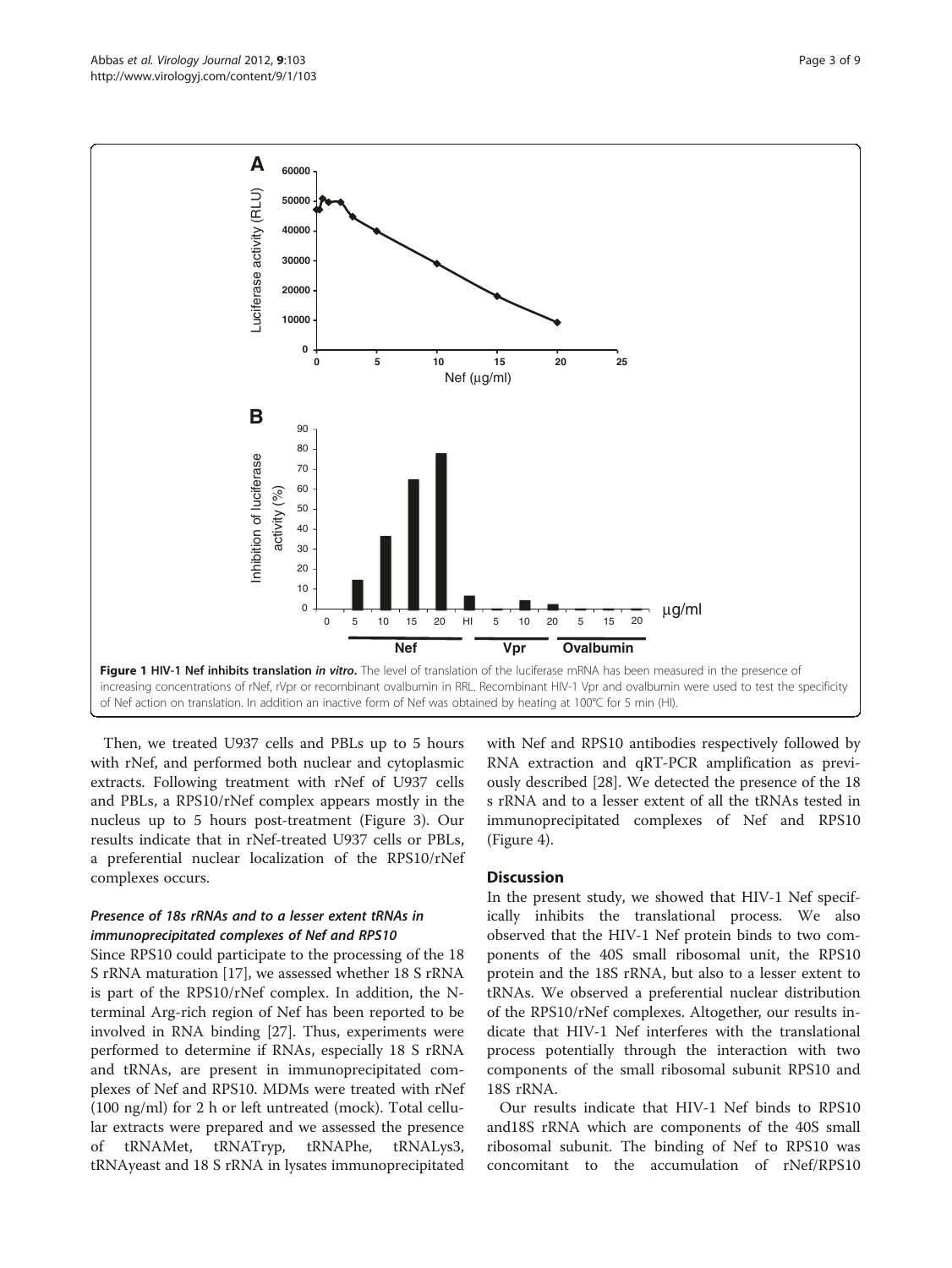A

60000
50000
40000
30000
20000
10000
0

Luciferase activity (RLU)

0 5 10 15 20 25

Nef (μg/ml)

B

90
80
70
60
50
40
30
20
10
0

Inhibition of luciferase activity (%)

0 5 10 15 20 HI 5 10 20 5 15 20 μg/ml

Nef Vpr Ovalbumin

**Figure 1 HIV-1 Nef inhibits translation *in vitro*.** The level of translation of the luciferase mRNA has been measured in the presence of increasing concentrations of rNef, rVpr or recombinant ovalbumin in RRL. Recombinant HIV-1 Vpr and ovalbumin were used to test the specificity of Nef action on translation. In addition an inactive form of Nef was obtained by heating at 100°C for 5 min (HI).

Then, we treated U937 cells and PBLs up to 5 hours with rNef, and performed both nuclear and cytoplasmic extracts. Following treatment with rNef of U937 cells and PBLs, a RPS10/rNef complex appears mostly in the nucleus up to 5 hours post-treatment (Figure 3). Our results indicate that in rNef-treated U937 cells or PBLs, a preferential nuclear localization of the RPS10/rNef complexes occurs.

### *Presence of 18s rRNAs and to a lesser extent tRNAs in immunoprecipitated complexes of Nef and RPS10*

Since RPS10 could participate to the processing of the 18 S rRNA maturation [17], we assessed whether 18 S rRNA is part of the RPS10/rNef complex. In addition, the N-terminal Arg-rich region of Nef has been reported to be involved in RNA binding [27]. Thus, experiments were performed to determine if RNAs, especially 18 S rRNA and tRNAs, are present in immunoprecipitated complexes of Nef and RPS10. MDMs were treated with rNef (100 ng/ml) for 2 h or left untreated (mock). Total cellular extracts were prepared and we assessed the presence of tRNAMet, tRNATryp, tRNAPhe, tRNALys3, tRNAyeast and 18 S rRNA in lysates immunoprecipitated with Nef and RPS10 antibodies respectively followed by RNA extraction and qRT-PCR amplification as previously described [28]. We detected the presence of the 18 s rRNA and to a lesser extent of all the tRNAs tested in immunoprecipitated complexes of Nef and RPS10 (Figure 4).

## Discussion

In the present study, we showed that HIV-1 Nef specifically inhibits the translational process. We also observed that the HIV-1 Nef protein binds to two components of the 40S small ribosomal unit, the RPS10 protein and the 18S rRNA, but also to a lesser extent to tRNAs. We observed a preferential nuclear distribution of the RPS10/rNef complexes. Altogether, our results indicate that HIV-1 Nef interferes with the translational process potentially through the interaction with two components of the small ribosomal subunit RPS10 and 18S rRNA.

Our results indicate that HIV-1 Nef binds to RPS10 and18S rRNA which are components of the 40S small ribosomal subunit. The binding of Nef to RPS10 was concomitant to the accumulation of rNef/RPS10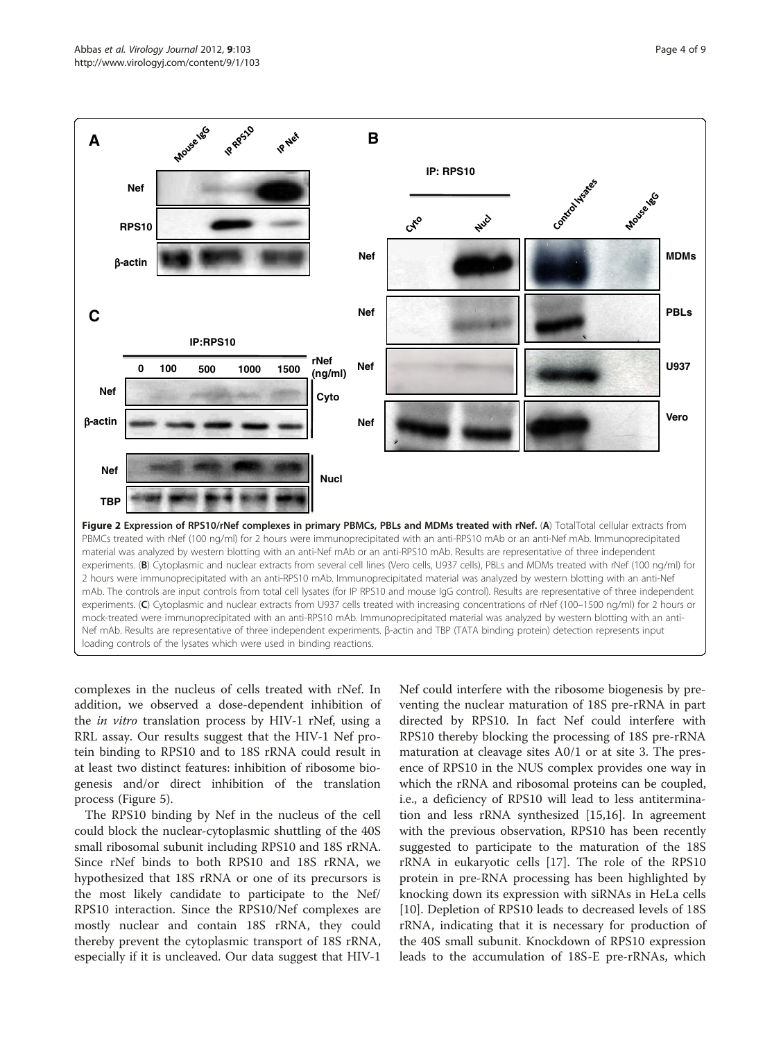A

Mouse IgG

IP RPS10

IP Nef

Nef

RPS10

β-actin

B

IP: RPS10

Cyto

Nucl

Control lysates

Mouse IgG

Nef

MDMs

Nef

PBLs

Nef

U937

Nef

Vero

C

IP:RPS10

0

100

500

1000

1500

rNef (ng/ml)

Nef

Cyto

β-actin

Nef

Nucl

TBP

**Figure 2 Expression of RPS10/rNef complexes in primary PBMCs, PBLs and MDMs treated with rNef.** (**A**) TotalTotal cellular extracts from PBMCs treated with rNef (100 ng/ml) for 2 hours were immunoprecipitated with an anti-RPS10 mAb or an anti-Nef mAb. Immunoprecipitated material was analyzed by western blotting with an anti-Nef mAb or an anti-RPS10 mAb. Results are representative of three independent experiments. (**B**) Cytoplasmic and nuclear extracts from several cell lines (Vero cells, U937 cells), PBLs and MDMs treated with rNef (100 ng/ml) for 2 hours were immunoprecipitated with an anti-RPS10 mAb. Immunoprecipitated material was analyzed by western blotting with an anti-Nef mAb. The controls are input controls from total cell lysates (for IP RPS10 and mouse IgG control). Results are representative of three independent experiments. (**C**) Cytoplasmic and nuclear extracts from U937 cells treated with increasing concentrations of rNef (100–1500 ng/ml) for 2 hours or mock-treated were immunoprecipitated with an anti-RPS10 mAb. Immunoprecipitated material was analyzed by western blotting with an anti-Nef mAb. Results are representative of three independent experiments. β-actin and TBP (TATA binding protein) detection represents input loading controls of the lysates which were used in binding reactions.

complexes in the nucleus of cells treated with rNef. In addition, we observed a dose-dependent inhibition of the *in vitro* translation process by HIV-1 rNef, using a RRL assay. Our results suggest that the HIV-1 Nef protein binding to RPS10 and to 18S rRNA could result in at least two distinct features: inhibition of ribosome biogenesis and/or direct inhibition of the translation process (Figure 5).

The RPS10 binding by Nef in the nucleus of the cell could block the nuclear-cytoplasmic shuttling of the 40S small ribosomal subunit including RPS10 and 18S rRNA. Since rNef binds to both RPS10 and 18S rRNA, we hypothesized that 18S rRNA or one of its precursors is the most likely candidate to participate to the Nef/RPS10 interaction. Since the RPS10/Nef complexes are mostly nuclear and contain 18S rRNA, they could thereby prevent the cytoplasmic transport of 18S rRNA, especially if it is uncleaved. Our data suggest that HIV-1 Nef could interfere with the ribosome biogenesis by preventing the nuclear maturation of 18S pre-rRNA in part directed by RPS10. In fact Nef could interfere with RPS10 thereby blocking the processing of 18S pre-rRNA maturation at cleavage sites A0/1 or at site 3. The presence of RPS10 in the NUS complex provides one way in which the rRNA and ribosomal proteins can be coupled, i.e., a deficiency of RPS10 will lead to less antitermination and less rRNA synthesized [15,16]. In agreement with the previous observation, RPS10 has been recently suggested to participate to the maturation of the 18S rRNA in eukaryotic cells [17]. The role of the RPS10 protein in pre-RNA processing has been highlighted by knocking down its expression with siRNAs in HeLa cells [10]. Depletion of RPS10 leads to decreased levels of 18S rRNA, indicating that it is necessary for production of the 40S small subunit. Knockdown of RPS10 expression leads to the accumulation of 18S-E pre-rRNAs, which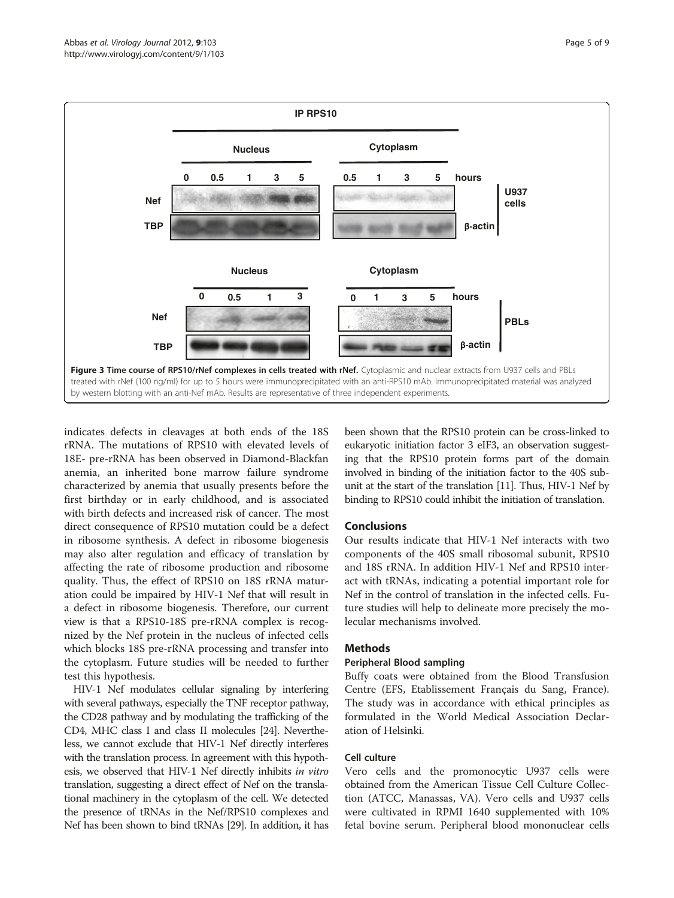IP RPS10

Nucleus

Cytoplasm

0 0.5 1 3 5

0.5 1 3 5 hours

Nef

TBP

β-actin

U937 cells

Nucleus

Cytoplasm

0 0.5 1 3

0 1 3 5 hours

Nef

TBP

β-actin

PBLs

**Figure 3 Time course of RPS10/rNef complexes in cells treated with rNef.** Cytoplasmic and nuclear extracts from U937 cells and PBLs treated with rNef (100 ng/ml) for up to 5 hours were immunoprecipitated with an anti-RPS10 mAb. Immunoprecipitated material was analyzed by western blotting with an anti-Nef mAb. Results are representative of three independent experiments.

indicates defects in cleavages at both ends of the 18S rRNA. The mutations of RPS10 with elevated levels of 18E- pre-rRNA has been observed in Diamond-Blackfan anemia, an inherited bone marrow failure syndrome characterized by anemia that usually presents before the first birthday or in early childhood, and is associated with birth defects and increased risk of cancer. The most direct consequence of RPS10 mutation could be a defect in ribosome synthesis. A defect in ribosome biogenesis may also alter regulation and efficacy of translation by affecting the rate of ribosome production and ribosome quality. Thus, the effect of RPS10 on 18S rRNA maturation could be impaired by HIV-1 Nef that will result in a defect in ribosome biogenesis. Therefore, our current view is that a RPS10-18S pre-rRNA complex is recognized by the Nef protein in the nucleus of infected cells which blocks 18S pre-rRNA processing and transfer into the cytoplasm. Future studies will be needed to further test this hypothesis.

HIV-1 Nef modulates cellular signaling by interfering with several pathways, especially the TNF receptor pathway, the CD28 pathway and by modulating the trafficking of the CD4, MHC class I and class II molecules [24]. Nevertheless, we cannot exclude that HIV-1 Nef directly interferes with the translation process. In agreement with this hypothesis, we observed that HIV-1 Nef directly inhibits *in vitro* translation, suggesting a direct effect of Nef on the translational machinery in the cytoplasm of the cell. We detected the presence of tRNAs in the Nef/RPS10 complexes and Nef has been shown to bind tRNAs [29]. In addition, it has been shown that the RPS10 protein can be cross-linked to eukaryotic initiation factor 3 eIF3, an observation suggesting that the RPS10 protein forms part of the domain involved in binding of the initiation factor to the 40S subunit at the start of the translation [11]. Thus, HIV-1 Nef by binding to RPS10 could inhibit the initiation of translation.

## Conclusions

Our results indicate that HIV-1 Nef interacts with two components of the 40S small ribosomal subunit, RPS10 and 18S rRNA. In addition HIV-1 Nef and RPS10 interact with tRNAs, indicating a potential important role for Nef in the control of translation in the infected cells. Future studies will help to delineate more precisely the molecular mechanisms involved.

## Methods

### Peripheral Blood sampling

Buffy coats were obtained from the Blood Transfusion Centre (EFS, Etablissement Français du Sang, France). The study was in accordance with ethical principles as formulated in the World Medical Association Declaration of Helsinki.

### Cell culture

Vero cells and the promonocytic U937 cells were obtained from the American Tissue Cell Culture Collection (ATCC, Manassas, VA). Vero cells and U937 cells were cultivated in RPMI 1640 supplemented with 10% fetal bovine serum. Peripheral blood mononuclear cells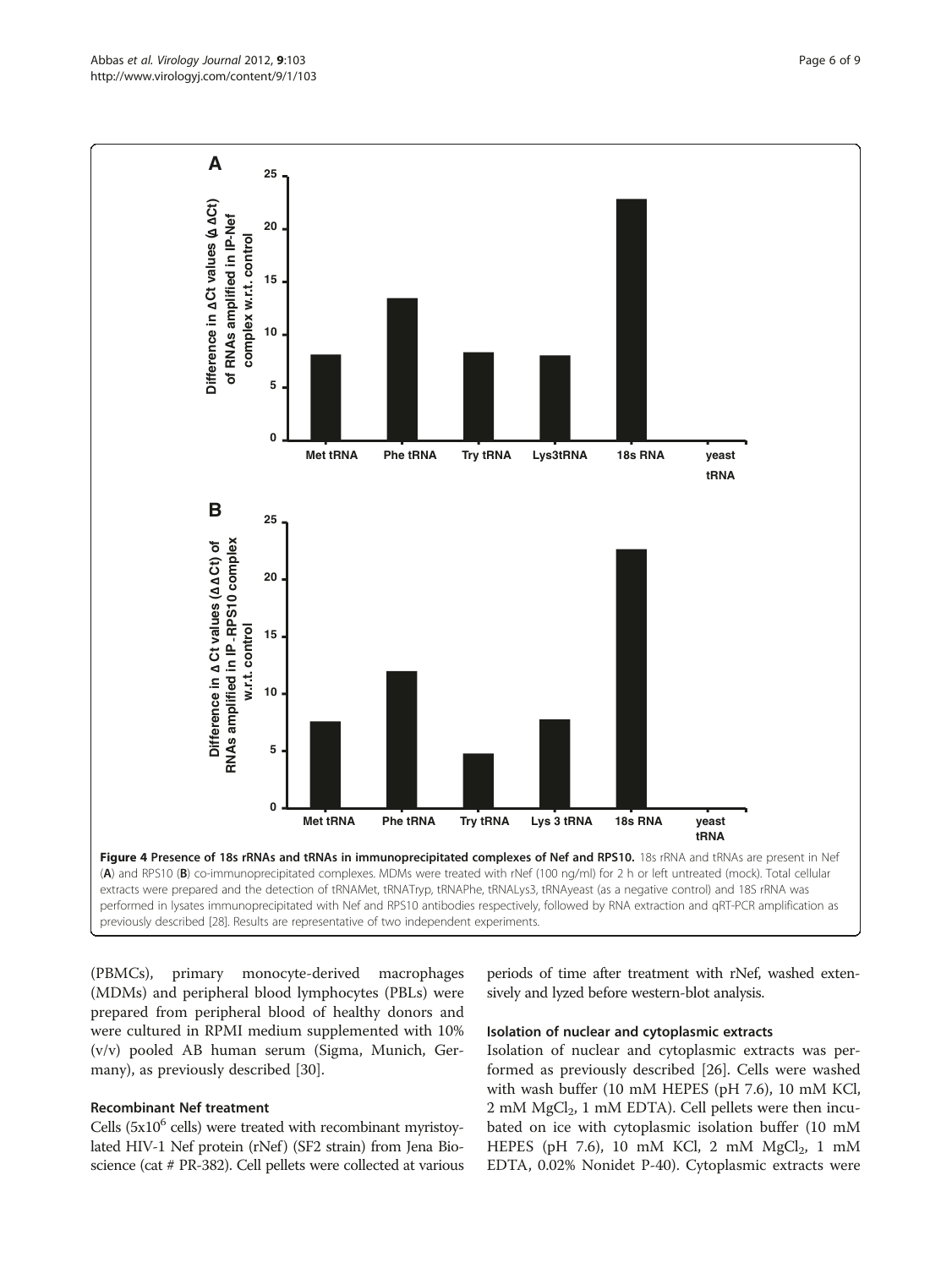A

Difference in ΔCt values (ΔΔCt) of RNAs amplified in IP-Nef complex w.r.t. control

25

20

15

10

5

0

Met tRNA

Phe tRNA

Try tRNA

Lys3tRNA

18s RNA

yeast tRNA

B

Difference in Δ Ct values (ΔΔCt) of RNAs amplified in IP - RPS10 complex w.r.t. control

25

20

15

10

5

0

Met tRNA

Phe tRNA

Try tRNA

Lys 3 tRNA

18s RNA

yeast tRNA

**Figure 4 Presence of 18s rRNAs and tRNAs in immunoprecipitated complexes of Nef and RPS10.** 18s rRNA and tRNAs are present in Nef (**A**) and RPS10 (**B**) co-immunoprecipitated complexes. MDMs were treated with rNef (100 ng/ml) for 2 h or left untreated (mock). Total cellular extracts were prepared and the detection of tRNAMet, tRNATryp, tRNAPhe, tRNALys3, tRNAyeast (as a negative control) and 18S rRNA was performed in lysates immunoprecipitated with Nef and RPS10 antibodies respectively, followed by RNA extraction and qRT-PCR amplification as previously described [28]. Results are representative of two independent experiments.

(PBMCs), primary monocyte-derived macrophages (MDMs) and peripheral blood lymphocytes (PBLs) were prepared from peripheral blood of healthy donors and were cultured in RPMI medium supplemented with 10% (v/v) pooled AB human serum (Sigma, Munich, Germany), as previously described [30].

### Recombinant Nef treatment

Cells ($5x10^6$ cells) were treated with recombinant myristoylated HIV-1 Nef protein (rNef) (SF2 strain) from Jena Bioscience (cat # PR-382). Cell pellets were collected at various periods of time after treatment with rNef, washed extensively and lyzed before western-blot analysis.

### Isolation of nuclear and cytoplasmic extracts

Isolation of nuclear and cytoplasmic extracts was performed as previously described [26]. Cells were washed with wash buffer (10 mM HEPES (pH 7.6), 10 mM KCl, 2 mM $MgCl_2$, 1 mM EDTA). Cell pellets were then incubated on ice with cytoplasmic isolation buffer (10 mM HEPES (pH 7.6), 10 mM KCl, 2 mM $MgCl_2$, 1 mM EDTA, 0.02% Nonidet P-40). Cytoplasmic extracts were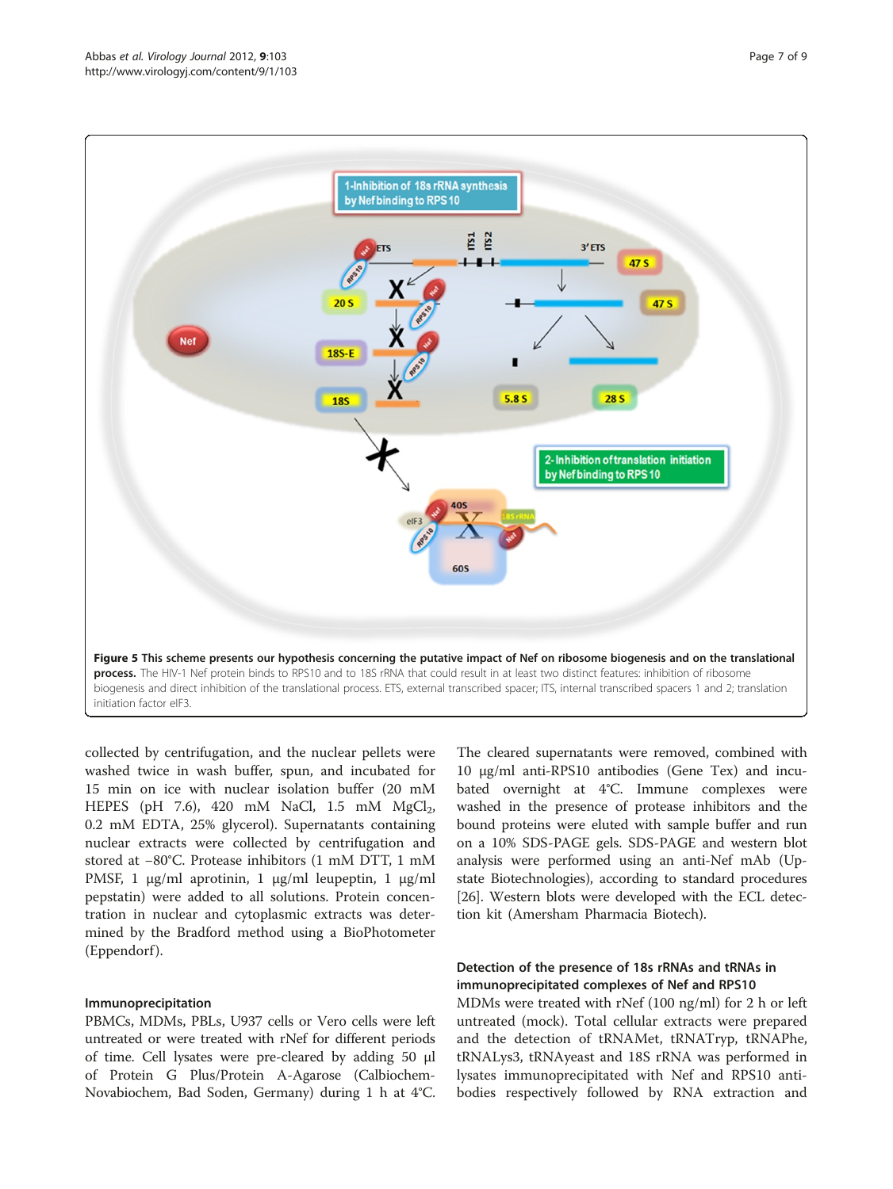1-Inhibition of 18s rRNA synthesis by Nef binding to RPS10

ETS

ITS1

ITS2

3' ETS

47 S

47 S

20 S

18S-E

18S

5.8 S

28 S

Nef

2-Inhibition of translation initiation by Nef binding to RPS10

40S

eIF3

18S rRNA

60S

**Figure 5 This scheme presents our hypothesis concerning the putative impact of Nef on ribosome biogenesis and on the translational process.** The HIV-1 Nef protein binds to RPS10 and to 18S rRNA that could result in at least two distinct features: inhibition of ribosome biogenesis and direct inhibition of the translational process. ETS, external transcribed spacer; ITS, internal transcribed spacers 1 and 2; translation initiation factor eIF3.

collected by centrifugation, and the nuclear pellets were washed twice in wash buffer, spun, and incubated for 15 min on ice with nuclear isolation buffer (20 mM HEPES (pH 7.6), 420 mM NaCl, 1.5 mM $MgCl_2$, 0.2 mM EDTA, 25% glycerol). Supernatants containing nuclear extracts were collected by centrifugation and stored at −80°C. Protease inhibitors (1 mM DTT, 1 mM PMSF, 1 μg/ml aprotinin, 1 μg/ml leupeptin, 1 μg/ml pepstatin) were added to all solutions. Protein concentration in nuclear and cytoplasmic extracts was determined by the Bradford method using a BioPhotometer (Eppendorf).

### Immunoprecipitation

PBMCs, MDMs, PBLs, U937 cells or Vero cells were left untreated or were treated with rNef for different periods of time. Cell lysates were pre-cleared by adding 50 μl of Protein G Plus/Protein A-Agarose (Calbiochem-Novabiochem, Bad Soden, Germany) during 1 h at 4°C. The cleared supernatants were removed, combined with 10 μg/ml anti-RPS10 antibodies (Gene Tex) and incubated overnight at 4°C. Immune complexes were washed in the presence of protease inhibitors and the bound proteins were eluted with sample buffer and run on a 10% SDS-PAGE gels. SDS-PAGE and western blot analysis were performed using an anti-Nef mAb (Upstate Biotechnologies), according to standard procedures [26]. Western blots were developed with the ECL detection kit (Amersham Pharmacia Biotech).

### Detection of the presence of 18s rRNAs and tRNAs in immunoprecipitated complexes of Nef and RPS10

MDMs were treated with rNef (100 ng/ml) for 2 h or left untreated (mock). Total cellular extracts were prepared and the detection of tRNAMet, tRNATryp, tRNAPhe, tRNALys3, tRNAyeast and 18S rRNA was performed in lysates immunoprecipitated with Nef and RPS10 antibodies respectively followed by RNA extraction and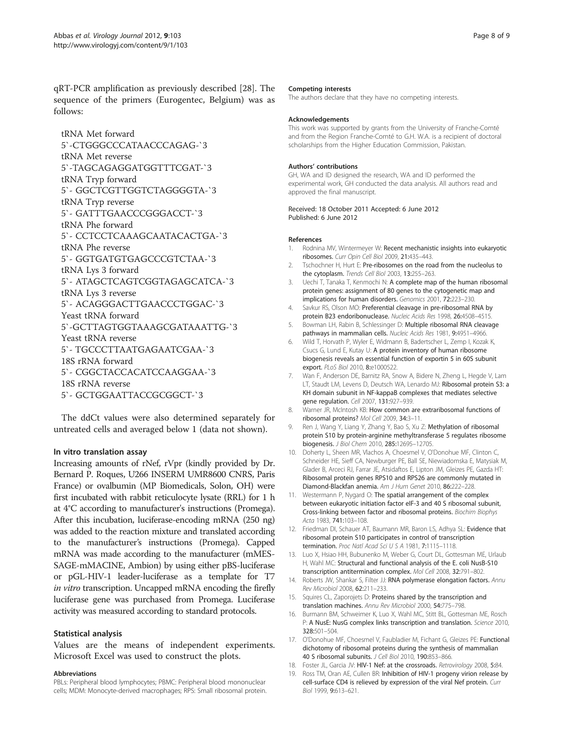qRT-PCR amplification as previously described [28]. The sequence of the primers (Eurogentec, Belgium) was as follows:

tRNA Met forward
5`-CTGGGCCCATAACCCAGAG-`3
tRNA Met reverse
5`-TAGCAGAGGATGGTTTCGAT-`3
tRNA Tryp forward
5`- GGCTCGTTGGTCTAGGGGTA-`3
tRNA Tryp reverse
5`- GATTTGAACCCGGGACCT-`3
tRNA Phe forward
5`- CCTCCTCAAAGCAATACACTGA-`3
tRNA Phe reverse
5`- GGTGATGTGAGCCCGTCTAA-`3
tRNA Lys 3 forward
5`- ATAGCTCAGTCGGTAGAGCATCA-`3
tRNA Lys 3 reverse
5`- ACAGGGACTTGAACCCTGGAC-`3
Yeast tRNA forward
5`-GCTTAGTGGTAAAGCGATAAATTG-`3
Yeast tRNA reverse
5`- TGCCCTTAATGAGAATCGAA-`3
18S rRNA forward
5`- CGGCTACCACATCCAAGGAA-`3
18S rRNA reverse
5`- GCTGGAATTACCGCGGCT-`3

The ddCt values were also determined separately for untreated cells and averaged below 1 (data not shown).

### In vitro translation assay

Increasing amounts of rNef, rVpr (kindly provided by Dr. Bernard P. Roques, U266 INSERM UMR8600 CNRS, Paris France) or ovalbumin (MP Biomedicals, Solon, OH) were first incubated with rabbit reticulocyte lysate (RRL) for 1 h at 4°C according to manufacturer's instructions (Promega). After this incubation, luciferase-encoding mRNA (250 ng) was added to the reaction mixture and translated according to the manufacturer's instructions (Promega). Capped mRNA was made according to the manufacturer (mMES-SAGE-mMACINE, Ambion) by using either pBS-luciferase or pGL-HIV-1 leader-luciferase as a template for T7 *in vitro* transcription. Uncapped mRNA encoding the firefly luciferase gene was purchased from Promega. Luciferase activity was measured according to standard protocols.

### Statistical analysis

Values are the means of independent experiments. Microsoft Excel was used to construct the plots.

#### Abbreviations

PBLs: Peripheral blood lymphocytes; PBMC: Peripheral blood mononuclear cells; MDM: Monocyte-derived macrophages; RPS: Small ribosomal protein.

#### Competing interests

The authors declare that they have no competing interests.

#### Acknowledgements

This work was supported by grants from the University of Franche-Comté and from the Region Franche-Comté to G.H. W.A. is a recipient of doctoral scholarships from the Higher Education Commission, Pakistan.

#### Authors' contributions

GH, WA and ID designed the research, WA and ID performed the experimental work, GH conducted the data analysis. All authors read and approved the final manuscript.

Received: 18 October 2011 Accepted: 6 June 2012
Published: 6 June 2012

#### References

1. Rodnina MV, Wintermeyer W: **Recent mechanistic insights into eukaryotic ribosomes.** *Curr Opin Cell Biol* 2009, **21:**435–443.
2. Tschochner H, Hurt E: **Pre-ribosomes on the road from the nucleolus to the cytoplasm.** *Trends Cell Biol* 2003, **13:**255–263.
3. Uechi T, Tanaka T, Kenmochi N: **A complete map of the human ribosomal protein genes: assignment of 80 genes to the cytogenetic map and implications for human disorders.** *Genomics* 2001, **72:**223–230.
4. Savkur RS, Olson MO: **Preferential cleavage in pre-ribosomal RNA by protein B23 endoribonuclease.** *Nucleic Acids Res* 1998, **26:**4508–4515.
5. Bowman LH, Rabin B, Schlessinger D: **Multiple ribosomal RNA cleavage pathways in mammalian cells.** *Nucleic Acids Res* 1981, **9:**4951–4966.
6. Wild T, Horvath P, Wyler E, Widmann B, Badertscher L, Zemp I, Kozak K, Csucs G, Lund E, Kutay U: **A protein inventory of human ribosome biogenesis reveals an essential function of exportin 5 in 60S subunit export.** *PLoS Biol* 2010, **8:**e1000522.
7. Wan F, Anderson DE, Barnitz RA, Snow A, Bidere N, Zheng L, Hegde V, Lam LT, Staudt LM, Levens D, Deutsch WA, Lenardo MJ: **Ribosomal protein S3: a KH domain subunit in NF-kappaB complexes that mediates selective gene regulation.** *Cell* 2007, **131:**927–939.
8. Warner JR, McIntosh KB: **How common are extraribosomal functions of ribosomal proteins?** *Mol Cell* 2009, **34:**3–11.
9. Ren J, Wang Y, Liang Y, Zhang Y, Bao S, Xu Z: **Methylation of ribosomal protein S10 by protein-arginine methyltransferase 5 regulates ribosome biogenesis.** *J Biol Chem* 2010, **285:**12695–12705.
10. Doherty L, Sheen MR, Vlachos A, Choesmel V, O'Donohue MF, Clinton C, Schneider HE, Sieff CA, Newburger PE, Ball SE, Niewiadomska E, Matysiak M, Glader B, Arceci RJ, Farrar JE, Atsidaftos E, Lipton JM, Gleizes PE, Gazda HT: **Ribosomal protein genes RPS10 and RPS26 are commonly mutated in Diamond-Blackfan anemia.** *Am J Hum Genet* 2010, **86:**222–228.
11. Westermann P, Nygard O: **The spatial arrangement of the complex between eukaryotic initiation factor eIF-3 and 40 S ribosomal subunit, Cross-linking between factor and ribosomal proteins.** *Biochim Biophys Acta* 1983, **741:**103–108.
12. Friedman DI, Schauer AT, Baumann MR, Baron LS, Adhya SL: **Evidence that ribosomal protein S10 participates in control of transcription termination.** *Proc Natl Acad Sci U S A* 1981, **7:**1115–1118.
13. Luo X, Hsiao HH, Bubunenko M, Weber G, Court DL, Gottesman ME, Urlaub H, Wahl MC: **Structural and functional analysis of the E. coli NusB-S10 transcription antitermination complex.** *Mol Cell* 2008, **32:**791–802.
14. Roberts JW, Shankar S, Filter JJ: **RNA polymerase elongation factors.** *Annu Rev Microbiol* 2008, **62:**211–233.
15. Squires CL, Zaporojets D: **Proteins shared by the transcription and translation machines.** *Annu Rev Microbiol* 2000, **54:**775–798.
16. Burmann BM, Schweimer K, Luo X, Wahl MC, Stitt BL, Gottesman ME, Rosch P: **A NusE: NusG complex links transcription and translation.** *Science* 2010, **328:**501–504.
17. O'Donohue MF, Choesmel V, Faubladier M, Fichant G, Gleizes PE: **Functional dichotomy of ribosomal proteins during the synthesis of mammalian 40 S ribosomal subunits.** *J Cell Biol* 2010, **190:**853–866.
18. Foster JL, Garcia JV: **HIV-1 Nef: at the crossroads.** *Retrovirology* 2008, **5:**84.
19. Ross TM, Oran AE, Cullen BR: **Inhibition of HIV-1 progeny virion release by cell-surface CD4 is relieved by expression of the viral Nef protein.** *Curr Biol* 1999, **9:**613–621.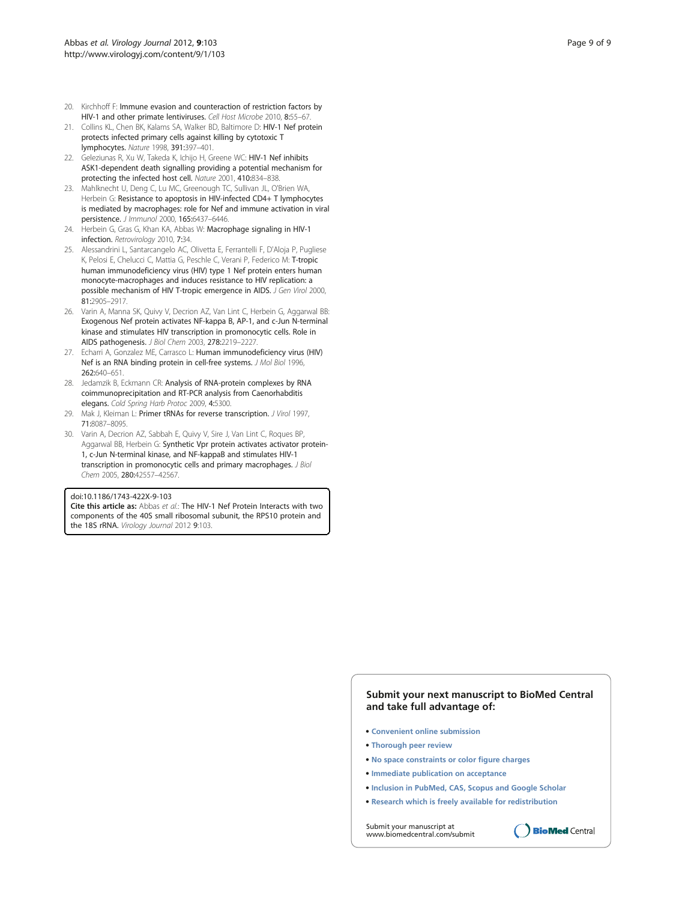20. Kirchhoff F: Immune evasion and counteraction of restriction factors by HIV-1 and other primate lentiviruses. *Cell Host Microbe* 2010, **8**:55–67.
21. Collins KL, Chen BK, Kalams SA, Walker BD, Baltimore D: HIV-1 Nef protein protects infected primary cells against killing by cytotoxic T lymphocytes. *Nature* 1998, **391**:397–401.
22. Geleziunas R, Xu W, Takeda K, Ichijo H, Greene WC: HIV-1 Nef inhibits ASK1-dependent death signalling providing a potential mechanism for protecting the infected host cell. *Nature* 2001, **410**:834–838.
23. Mahlknecht U, Deng C, Lu MC, Greenough TC, Sullivan JL, O'Brien WA, Herbein G: Resistance to apoptosis in HIV-infected CD4+ T lymphocytes is mediated by macrophages: role for Nef and immune activation in viral persistence. *J Immunol* 2000, **165**:6437–6446.
24. Herbein G, Gras G, Khan KA, Abbas W: Macrophage signaling in HIV-1 infection. *Retrovirology* 2010, **7**:34.
25. Alessandrini L, Santarcangelo AC, Olivetta E, Ferrantelli F, D'Aloja P, Pugliese K, Pelosi E, Chelucci C, Mattia G, Peschle C, Verani P, Federico M: T-tropic human immunodeficiency virus (HIV) type 1 Nef protein enters human monocyte-macrophages and induces resistance to HIV replication: a possible mechanism of HIV T-tropic emergence in AIDS. *J Gen Virol* 2000, **81**:2905–2917.
26. Varin A, Manna SK, Quivy V, Decrion AZ, Van Lint C, Herbein G, Aggarwal BB: Exogenous Nef protein activates NF-kappa B, AP-1, and c-Jun N-terminal kinase and stimulates HIV transcription in promonocytic cells. Role in AIDS pathogenesis. *J Biol Chem* 2003, **278**:2219–2227.
27. Echarri A, Gonzalez ME, Carrasco L: Human immunodeficiency virus (HIV) Nef is an RNA binding protein in cell-free systems. *J Mol Biol* 1996, **262**:640–651.
28. Jedamzik B, Eckmann CR: Analysis of RNA-protein complexes by RNA coimmunoprecipitation and RT-PCR analysis from Caenorhabditis elegans. *Cold Spring Harb Protoc* 2009, **4**:5300.
29. Mak J, Kleiman L: Primer tRNAs for reverse transcription. *J Virol* 1997, **71**:8087–8095.
30. Varin A, Decrion AZ, Sabbah E, Quivy V, Sire J, Van Lint C, Roques BP, Aggarwal BB, Herbein G: Synthetic Vpr protein activates activator protein-1, c-Jun N-terminal kinase, and NF-kappaB and stimulates HIV-1 transcription in promonocytic cells and primary macrophages. *J Biol Chem* 2005, **280**:42557–42567.

doi:10.1186/1743-422X-9-103

**Cite this article as:** Abbas *et al.*: The HIV-1 Nef Protein Interacts with two components of the 40S small ribosomal subunit, the RPS10 protein and the 18S rRNA. *Virology Journal* 2012 **9**:103.